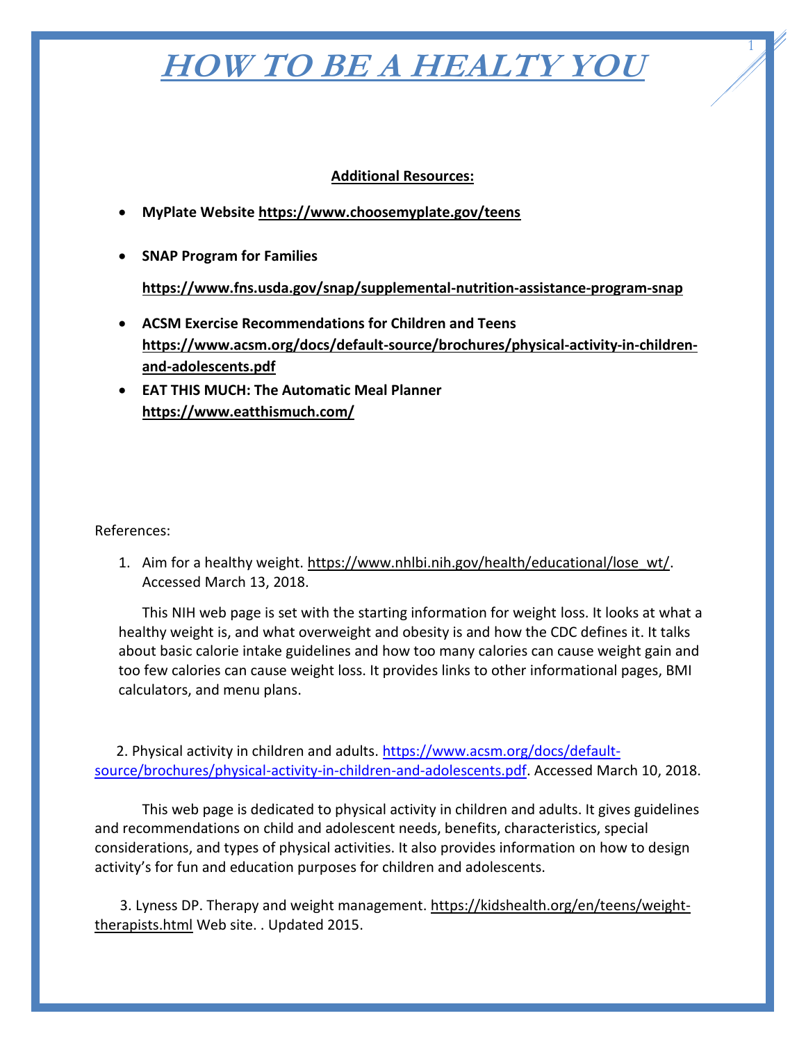# *HOW TO BE A HEALTY YOU*

**Additional Resources:**

- **MyPlate Website https://www.choosemyplate.gov/teens**
- **SNAP Program for Families**

  **https://www.fns.usda.gov/snap/supplemental-nutrition-assistance-program-snap**
- **ACSM Exercise Recommendations for Children and Teens https://www.acsm.org/docs/default-source/brochures/physical-activity-in-children-and-adolescents.pdf**
- **EAT THIS MUCH: The Automatic Meal Planner https://www.eatthismuch.com/**

References:

1. Aim for a healthy weight. https://www.nhlbi.nih.gov/health/educational/lose_wt/. Accessed March 13, 2018.

   This NIH web page is set with the starting information for weight loss. It looks at what a healthy weight is, and what overweight and obesity is and how the CDC defines it. It talks about basic calorie intake guidelines and how too many calories can cause weight gain and too few calories can cause weight loss. It provides links to other informational pages, BMI calculators, and menu plans.

2. Physical activity in children and adults. https://www.acsm.org/docs/default-source/brochures/physical-activity-in-children-and-adolescents.pdf. Accessed March 10, 2018.

   This web page is dedicated to physical activity in children and adults. It gives guidelines and recommendations on child and adolescent needs, benefits, characteristics, special considerations, and types of physical activities. It also provides information on how to design activity's for fun and education purposes for children and adolescents.

3. Lyness DP. Therapy and weight management. https://kidshealth.org/en/teens/weight-therapists.html Web site. . Updated 2015.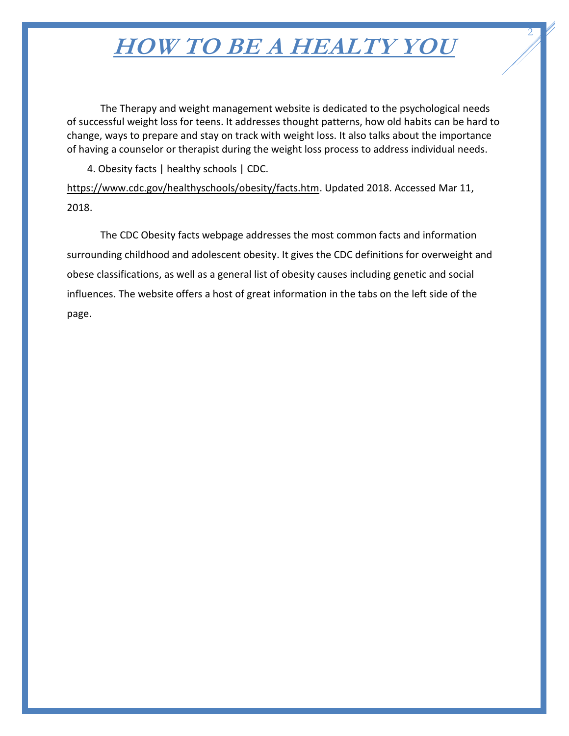# HOW TO BE A HEALTY YOU

The Therapy and weight management website is dedicated to the psychological needs of successful weight loss for teens. It addresses thought patterns, how old habits can be hard to change, ways to prepare and stay on track with weight loss. It also talks about the importance of having a counselor or therapist during the weight loss process to address individual needs.

4. Obesity facts | healthy schools | CDC. https://www.cdc.gov/healthyschools/obesity/facts.htm. Updated 2018. Accessed Mar 11, 2018.

The CDC Obesity facts webpage addresses the most common facts and information surrounding childhood and adolescent obesity. It gives the CDC definitions for overweight and obese classifications, as well as a general list of obesity causes including genetic and social influences. The website offers a host of great information in the tabs on the left side of the page.